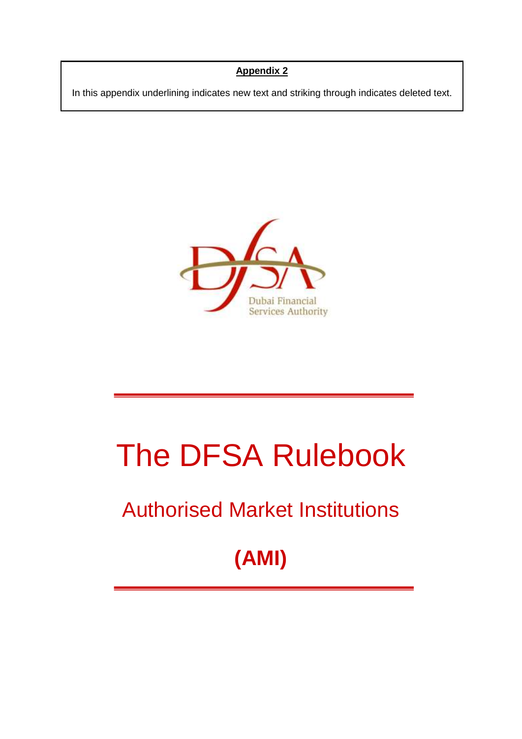**Appendix 2**

In this appendix underlining indicates new text and striking through indicates deleted text.

Dubai Financial Services Authority

# The DFSA Rulebook

## Authorised Market Institutions

## (AMI)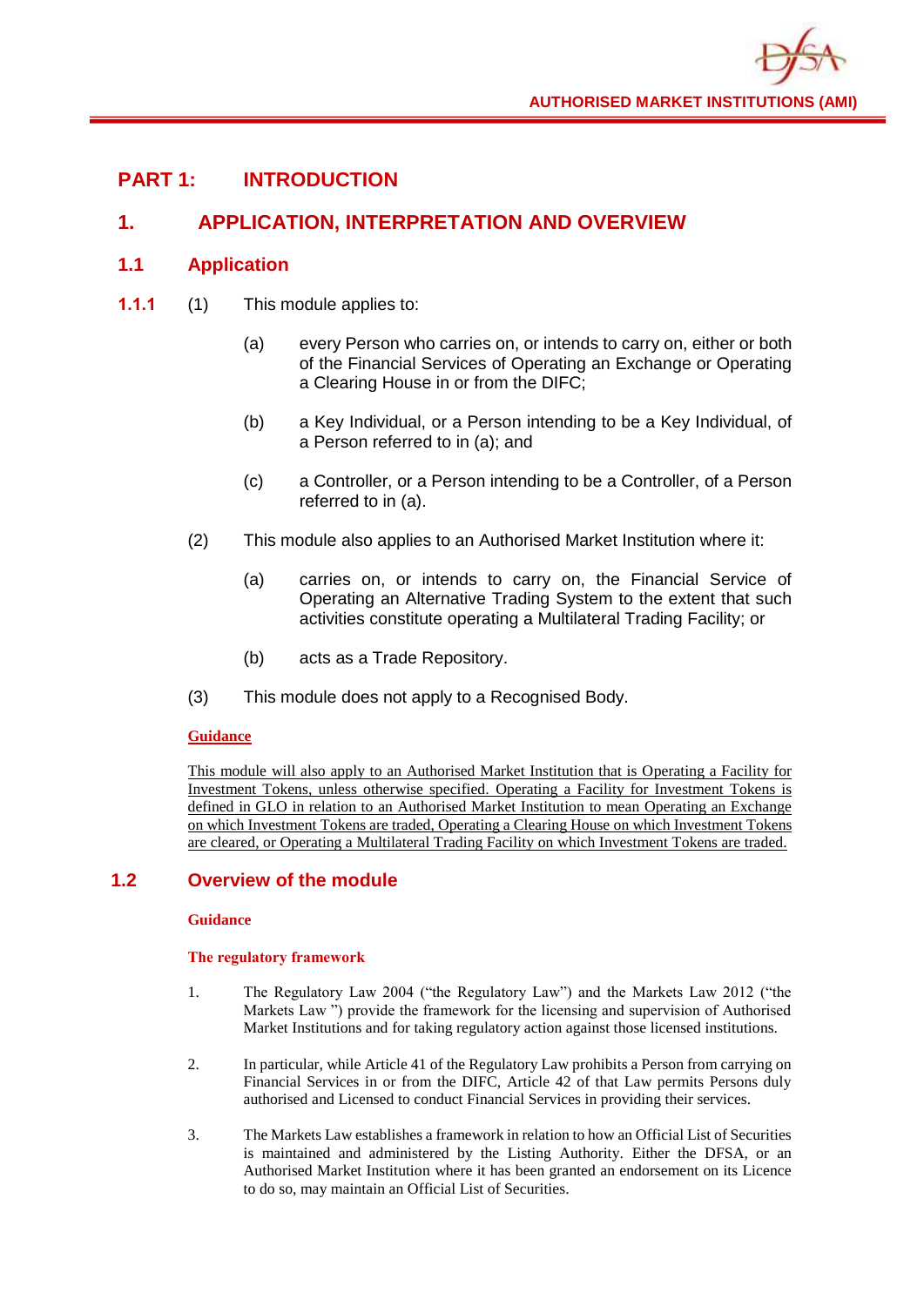# PART 1: INTRODUCTION

## 1. APPLICATION, INTERPRETATION AND OVERVIEW

### 1.1 Application

**1.1.1** (1) This module applies to:

(a) every Person who carries on, or intends to carry on, either or both of the Financial Services of Operating an Exchange or Operating a Clearing House in or from the DIFC;

(b) a Key Individual, or a Person intending to be a Key Individual, of a Person referred to in (a); and

(c) a Controller, or a Person intending to be a Controller, of a Person referred to in (a).

(2) This module also applies to an Authorised Market Institution where it:

(a) carries on, or intends to carry on, the Financial Service of Operating an Alternative Trading System to the extent that such activities constitute operating a Multilateral Trading Facility; or

(b) acts as a Trade Repository.

(3) This module does not apply to a Recognised Body.

**Guidance**

This module will also apply to an Authorised Market Institution that is Operating a Facility for Investment Tokens, unless otherwise specified. Operating a Facility for Investment Tokens is defined in GLO in relation to an Authorised Market Institution to mean Operating an Exchange on which Investment Tokens are traded, Operating a Clearing House on which Investment Tokens are cleared, or Operating a Multilateral Trading Facility on which Investment Tokens are traded.

### 1.2 Overview of the module

**Guidance**

**The regulatory framework**

1. The Regulatory Law 2004 ("the Regulatory Law") and the Markets Law 2012 ("the Markets Law ") provide the framework for the licensing and supervision of Authorised Market Institutions and for taking regulatory action against those licensed institutions.

2. In particular, while Article 41 of the Regulatory Law prohibits a Person from carrying on Financial Services in or from the DIFC, Article 42 of that Law permits Persons duly authorised and Licensed to conduct Financial Services in providing their services.

3. The Markets Law establishes a framework in relation to how an Official List of Securities is maintained and administered by the Listing Authority. Either the DFSA, or an Authorised Market Institution where it has been granted an endorsement on its Licence to do so, may maintain an Official List of Securities.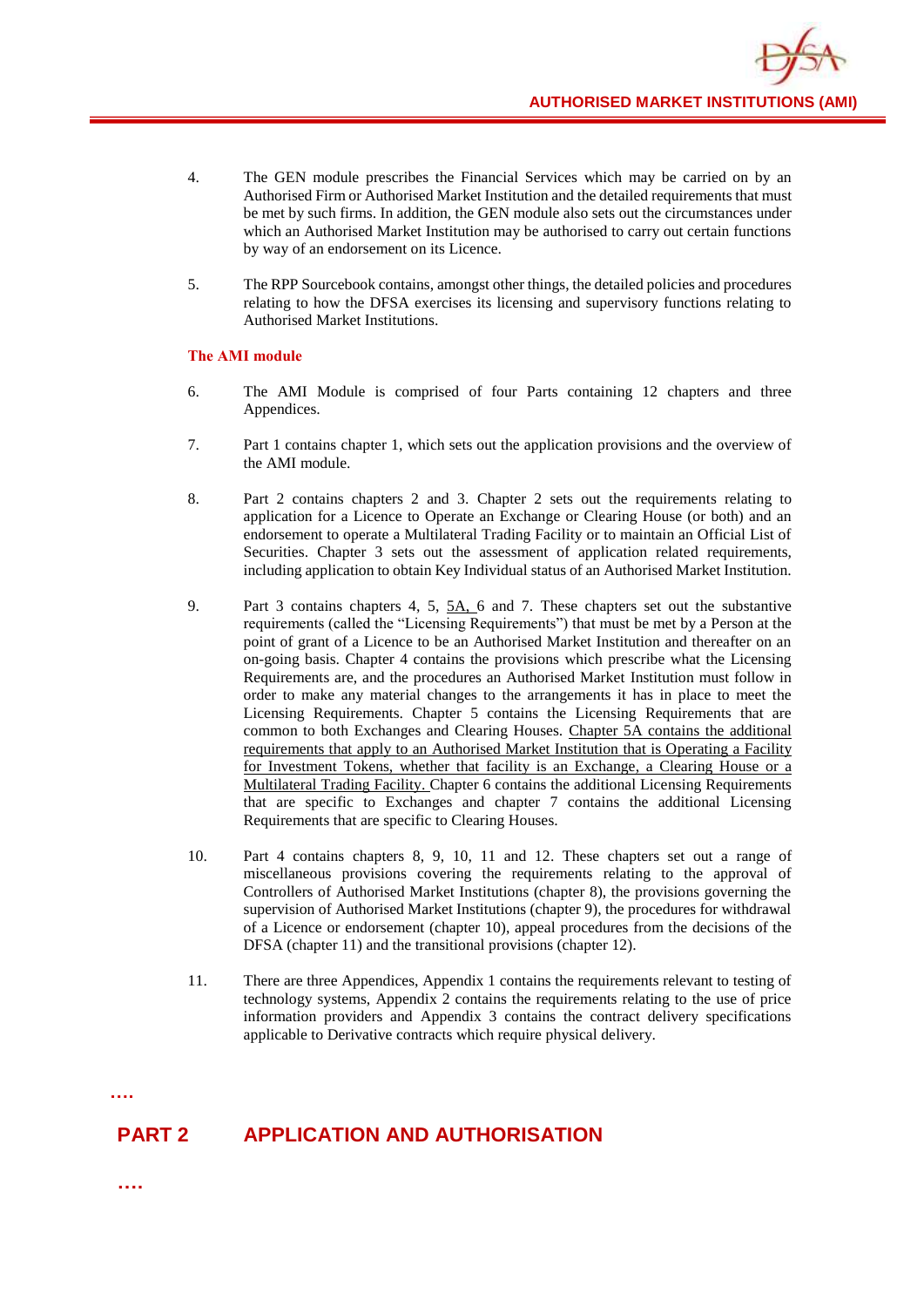4. The GEN module prescribes the Financial Services which may be carried on by an Authorised Firm or Authorised Market Institution and the detailed requirements that must be met by such firms. In addition, the GEN module also sets out the circumstances under which an Authorised Market Institution may be authorised to carry out certain functions by way of an endorsement on its Licence.

5. The RPP Sourcebook contains, amongst other things, the detailed policies and procedures relating to how the DFSA exercises its licensing and supervisory functions relating to Authorised Market Institutions.

**The AMI module**

6. The AMI Module is comprised of four Parts containing 12 chapters and three Appendices.

7. Part 1 contains chapter 1, which sets out the application provisions and the overview of the AMI module.

8. Part 2 contains chapters 2 and 3. Chapter 2 sets out the requirements relating to application for a Licence to Operate an Exchange or Clearing House (or both) and an endorsement to operate a Multilateral Trading Facility or to maintain an Official List of Securities. Chapter 3 sets out the assessment of application related requirements, including application to obtain Key Individual status of an Authorised Market Institution.

9. Part 3 contains chapters 4, 5, <u>5A,</u> 6 and 7. These chapters set out the substantive requirements (called the "Licensing Requirements") that must be met by a Person at the point of grant of a Licence to be an Authorised Market Institution and thereafter on an on-going basis. Chapter 4 contains the provisions which prescribe what the Licensing Requirements are, and the procedures an Authorised Market Institution must follow in order to make any material changes to the arrangements it has in place to meet the Licensing Requirements. Chapter 5 contains the Licensing Requirements that are common to both Exchanges and Clearing Houses. <u>Chapter 5A contains the additional requirements that apply to an Authorised Market Institution that is Operating a Facility for Investment Tokens, whether that facility is an Exchange, a Clearing House or a Multilateral Trading Facility.</u> Chapter 6 contains the additional Licensing Requirements that are specific to Exchanges and chapter 7 contains the additional Licensing Requirements that are specific to Clearing Houses.

10. Part 4 contains chapters 8, 9, 10, 11 and 12. These chapters set out a range of miscellaneous provisions covering the requirements relating to the approval of Controllers of Authorised Market Institutions (chapter 8), the provisions governing the supervision of Authorised Market Institutions (chapter 9), the procedures for withdrawal of a Licence or endorsement (chapter 10), appeal procedures from the decisions of the DFSA (chapter 11) and the transitional provisions (chapter 12).

11. There are three Appendices, Appendix 1 contains the requirements relevant to testing of technology systems, Appendix 2 contains the requirements relating to the use of price information providers and Appendix 3 contains the contract delivery specifications applicable to Derivative contracts which require physical delivery.

….

## PART 2 APPLICATION AND AUTHORISATION

….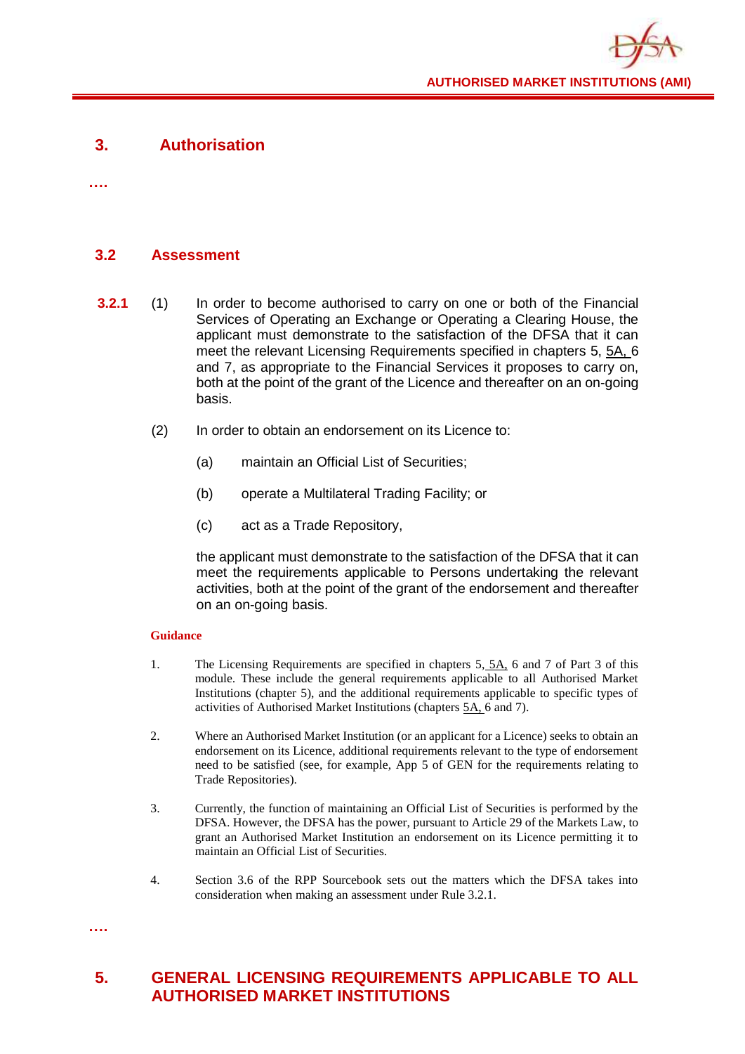## 3. Authorisation

….

### 3.2 Assessment

**3.2.1** (1) In order to become authorised to carry on one or both of the Financial Services of Operating an Exchange or Operating a Clearing House, the applicant must demonstrate to the satisfaction of the DFSA that it can meet the relevant Licensing Requirements specified in chapters 5, 5A, 6 and 7, as appropriate to the Financial Services it proposes to carry on, both at the point of the grant of the Licence and thereafter on an on-going basis.

(2) In order to obtain an endorsement on its Licence to:

(a) maintain an Official List of Securities;

(b) operate a Multilateral Trading Facility; or

(c) act as a Trade Repository,

the applicant must demonstrate to the satisfaction of the DFSA that it can meet the requirements applicable to Persons undertaking the relevant activities, both at the point of the grant of the endorsement and thereafter on an on-going basis.

**Guidance**

1. The Licensing Requirements are specified in chapters 5, 5A, 6 and 7 of Part 3 of this module. These include the general requirements applicable to all Authorised Market Institutions (chapter 5), and the additional requirements applicable to specific types of activities of Authorised Market Institutions (chapters 5A, 6 and 7).

2. Where an Authorised Market Institution (or an applicant for a Licence) seeks to obtain an endorsement on its Licence, additional requirements relevant to the type of endorsement need to be satisfied (see, for example, App 5 of GEN for the requirements relating to Trade Repositories).

3. Currently, the function of maintaining an Official List of Securities is performed by the DFSA. However, the DFSA has the power, pursuant to Article 29 of the Markets Law, to grant an Authorised Market Institution an endorsement on its Licence permitting it to maintain an Official List of Securities.

4. Section 3.6 of the RPP Sourcebook sets out the matters which the DFSA takes into consideration when making an assessment under Rule 3.2.1.

….

## 5. GENERAL LICENSING REQUIREMENTS APPLICABLE TO ALL AUTHORISED MARKET INSTITUTIONS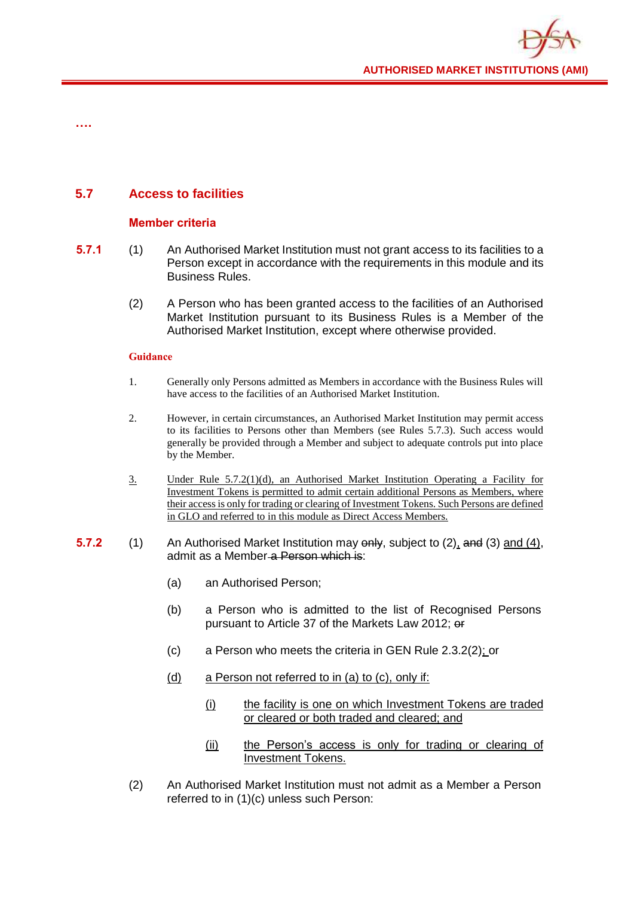….

## 5.7 Access to facilities

### Member criteria

**5.7.1** (1) An Authorised Market Institution must not grant access to its facilities to a Person except in accordance with the requirements in this module and its Business Rules.

(2) A Person who has been granted access to the facilities of an Authorised Market Institution pursuant to its Business Rules is a Member of the Authorised Market Institution, except where otherwise provided.

**Guidance**

1. Generally only Persons admitted as Members in accordance with the Business Rules will have access to the facilities of an Authorised Market Institution.

2. However, in certain circumstances, an Authorised Market Institution may permit access to its facilities to Persons other than Members (see Rules 5.7.3). Such access would generally be provided through a Member and subject to adequate controls put into place by the Member.

<u>3.</u> <u>Under Rule 5.7.2(1)(d), an Authorised Market Institution Operating a Facility for Investment Tokens is permitted to admit certain additional Persons as Members, where their access is only for trading or clearing of Investment Tokens. Such Persons are defined in GLO and referred to in this module as Direct Access Members.</u>

**5.7.2** (1) An Authorised Market Institution may ~~only~~, subject to (2)<u>,</u> ~~and~~ (3) <u>and (4)</u>, admit as a Member ~~a Person which is~~:

(a) an Authorised Person;

(b) a Person who is admitted to the list of Recognised Persons pursuant to Article 37 of the Markets Law 2012; ~~or~~

(c) a Person who meets the criteria in GEN Rule 2.3.2(2)<u>;</u> or

<u>(d)</u> <u>a Person not referred to in (a) to (c), only if:</u>

<u>(i)</u> <u>the facility is one on which Investment Tokens are traded or cleared or both traded and cleared; and</u>

<u>(ii)</u> <u>the Person's access is only for trading or clearing of Investment Tokens.</u>

(2) An Authorised Market Institution must not admit as a Member a Person referred to in (1)(c) unless such Person: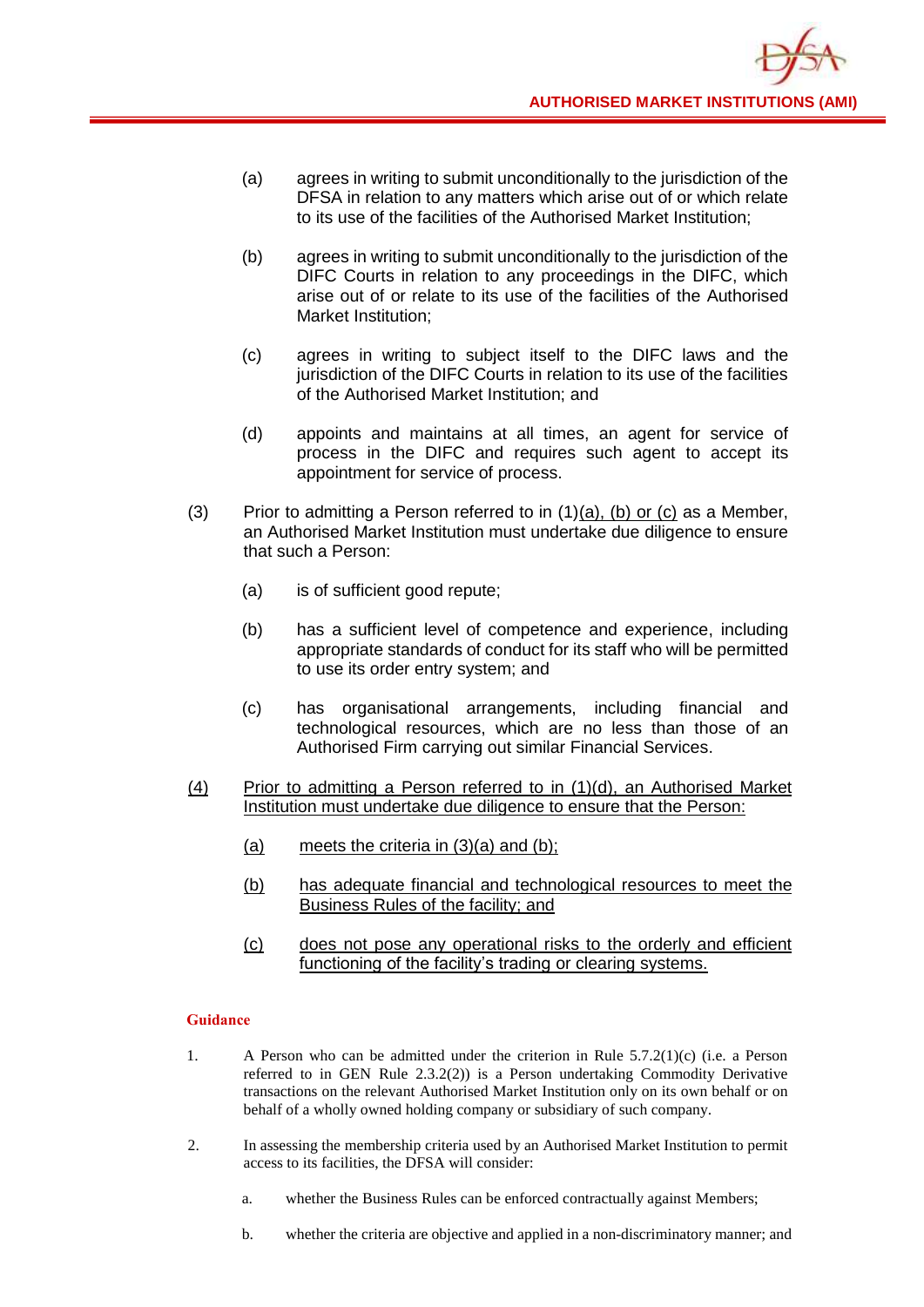(a) agrees in writing to submit unconditionally to the jurisdiction of the DFSA in relation to any matters which arise out of or which relate to its use of the facilities of the Authorised Market Institution;

(b) agrees in writing to submit unconditionally to the jurisdiction of the DIFC Courts in relation to any proceedings in the DIFC, which arise out of or relate to its use of the facilities of the Authorised Market Institution;

(c) agrees in writing to subject itself to the DIFC laws and the jurisdiction of the DIFC Courts in relation to its use of the facilities of the Authorised Market Institution; and

(d) appoints and maintains at all times, an agent for service of process in the DIFC and requires such agent to accept its appointment for service of process.

(3) Prior to admitting a Person referred to in (1)<u>(a), (b) or (c)</u> as a Member, an Authorised Market Institution must undertake due diligence to ensure that such a Person:

(a) is of sufficient good repute;

(b) has a sufficient level of competence and experience, including appropriate standards of conduct for its staff who will be permitted to use its order entry system; and

(c) has organisational arrangements, including financial and technological resources, which are no less than those of an Authorised Firm carrying out similar Financial Services.

<u>(4) Prior to admitting a Person referred to in (1)(d), an Authorised Market Institution must undertake due diligence to ensure that the Person:</u>

<u>(a) meets the criteria in (3)(a) and (b);</u>

<u>(b) has adequate financial and technological resources to meet the Business Rules of the facility; and</u>

<u>(c) does not pose any operational risks to the orderly and efficient functioning of the facility's trading or clearing systems.</u>

**Guidance**

1. A Person who can be admitted under the criterion in Rule 5.7.2(1)(c) (i.e. a Person referred to in GEN Rule 2.3.2(2)) is a Person undertaking Commodity Derivative transactions on the relevant Authorised Market Institution only on its own behalf or on behalf of a wholly owned holding company or subsidiary of such company.

2. In assessing the membership criteria used by an Authorised Market Institution to permit access to its facilities, the DFSA will consider:

   a. whether the Business Rules can be enforced contractually against Members;

   b. whether the criteria are objective and applied in a non-discriminatory manner; and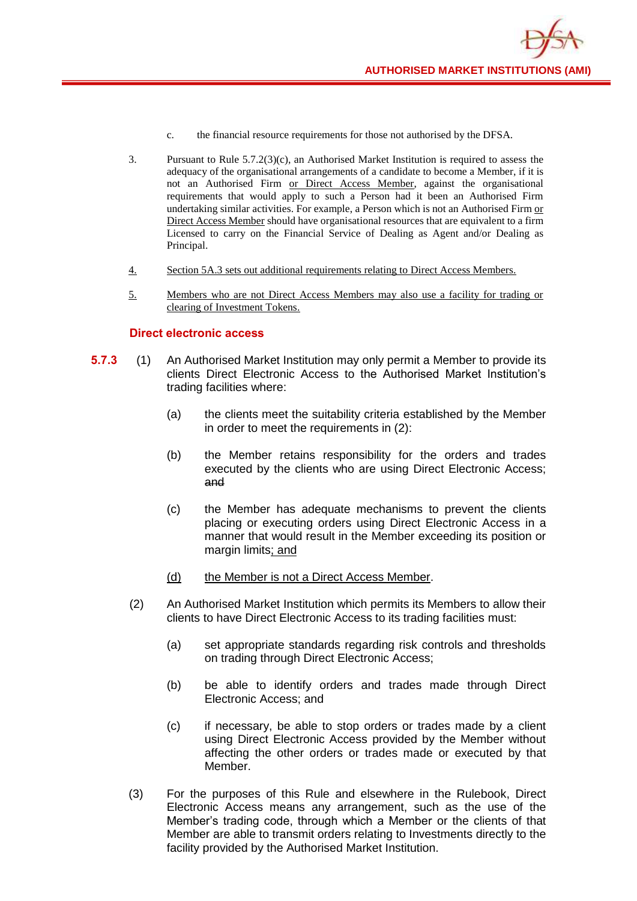c. the financial resource requirements for those not authorised by the DFSA.

3. Pursuant to Rule 5.7.2(3)(c), an Authorised Market Institution is required to assess the adequacy of the organisational arrangements of a candidate to become a Member, if it is not an Authorised Firm or Direct Access Member, against the organisational requirements that would apply to such a Person had it been an Authorised Firm undertaking similar activities. For example, a Person which is not an Authorised Firm or Direct Access Member should have organisational resources that are equivalent to a firm Licensed to carry on the Financial Service of Dealing as Agent and/or Dealing as Principal.

4. Section 5A.3 sets out additional requirements relating to Direct Access Members.

5. Members who are not Direct Access Members may also use a facility for trading or clearing of Investment Tokens.

### Direct electronic access

**5.7.3** (1) An Authorised Market Institution may only permit a Member to provide its clients Direct Electronic Access to the Authorised Market Institution's trading facilities where:

(a) the clients meet the suitability criteria established by the Member in order to meet the requirements in (2):

(b) the Member retains responsibility for the orders and trades executed by the clients who are using Direct Electronic Access; ~~and~~

(c) the Member has adequate mechanisms to prevent the clients placing or executing orders using Direct Electronic Access in a manner that would result in the Member exceeding its position or margin limits; and

(d) the Member is not a Direct Access Member.

(2) An Authorised Market Institution which permits its Members to allow their clients to have Direct Electronic Access to its trading facilities must:

(a) set appropriate standards regarding risk controls and thresholds on trading through Direct Electronic Access;

(b) be able to identify orders and trades made through Direct Electronic Access; and

(c) if necessary, be able to stop orders or trades made by a client using Direct Electronic Access provided by the Member without affecting the other orders or trades made or executed by that Member.

(3) For the purposes of this Rule and elsewhere in the Rulebook, Direct Electronic Access means any arrangement, such as the use of the Member's trading code, through which a Member or the clients of that Member are able to transmit orders relating to Investments directly to the facility provided by the Authorised Market Institution.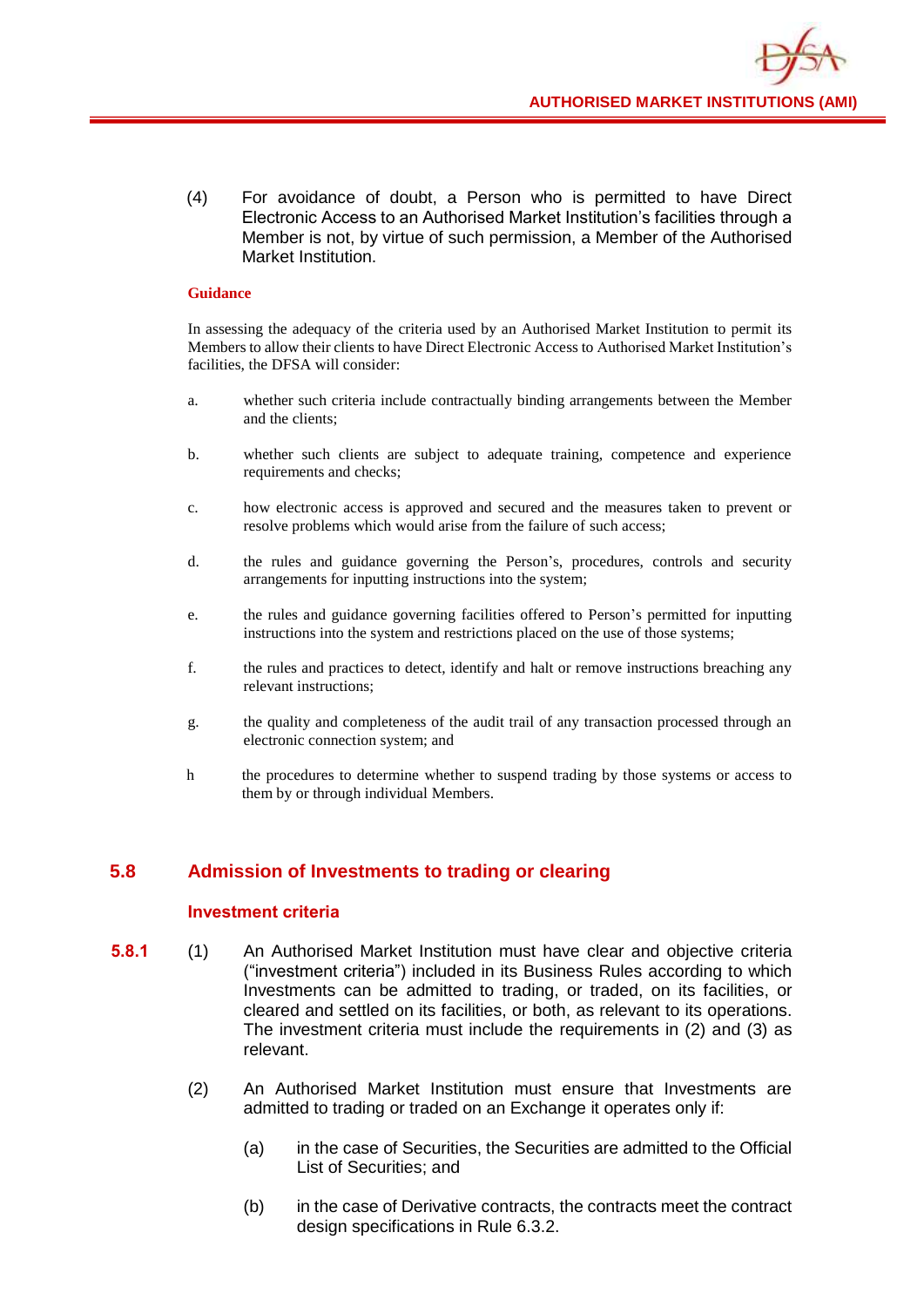(4) For avoidance of doubt, a Person who is permitted to have Direct Electronic Access to an Authorised Market Institution's facilities through a Member is not, by virtue of such permission, a Member of the Authorised Market Institution.

**Guidance**

In assessing the adequacy of the criteria used by an Authorised Market Institution to permit its Members to allow their clients to have Direct Electronic Access to Authorised Market Institution's facilities, the DFSA will consider:

a. whether such criteria include contractually binding arrangements between the Member and the clients;

b. whether such clients are subject to adequate training, competence and experience requirements and checks;

c. how electronic access is approved and secured and the measures taken to prevent or resolve problems which would arise from the failure of such access;

d. the rules and guidance governing the Person's, procedures, controls and security arrangements for inputting instructions into the system;

e. the rules and guidance governing facilities offered to Person's permitted for inputting instructions into the system and restrictions placed on the use of those systems;

f. the rules and practices to detect, identify and halt or remove instructions breaching any relevant instructions;

g. the quality and completeness of the audit trail of any transaction processed through an electronic connection system; and

h the procedures to determine whether to suspend trading by those systems or access to them by or through individual Members.

## 5.8 Admission of Investments to trading or clearing

### Investment criteria

**5.8.1** (1) An Authorised Market Institution must have clear and objective criteria ("investment criteria") included in its Business Rules according to which Investments can be admitted to trading, or traded, on its facilities, or cleared and settled on its facilities, or both, as relevant to its operations. The investment criteria must include the requirements in (2) and (3) as relevant.

(2) An Authorised Market Institution must ensure that Investments are admitted to trading or traded on an Exchange it operates only if:

(a) in the case of Securities, the Securities are admitted to the Official List of Securities; and

(b) in the case of Derivative contracts, the contracts meet the contract design specifications in Rule 6.3.2.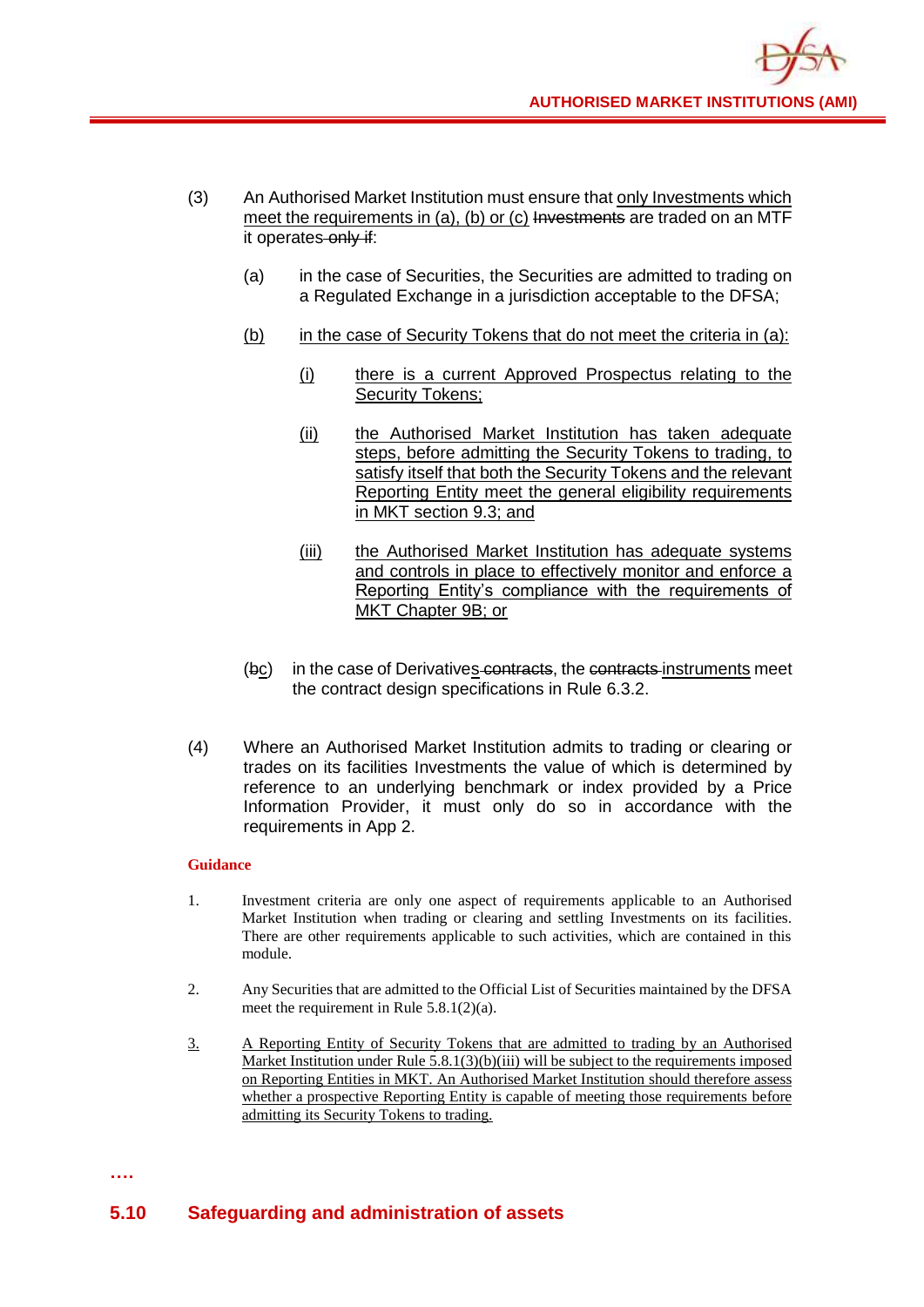(3) An Authorised Market Institution must ensure that only Investments which meet the requirements in (a), (b) or (c) ~~Investments~~ are traded on an MTF it operates ~~only if~~:

(a) in the case of Securities, the Securities are admitted to trading on a Regulated Exchange in a jurisdiction acceptable to the DFSA;

(b) in the case of Security Tokens that do not meet the criteria in (a):

(i) there is a current Approved Prospectus relating to the Security Tokens;

(ii) the Authorised Market Institution has taken adequate steps, before admitting the Security Tokens to trading, to satisfy itself that both the Security Tokens and the relevant Reporting Entity meet the general eligibility requirements in MKT section 9.3; and

(iii) the Authorised Market Institution has adequate systems and controls in place to effectively monitor and enforce a Reporting Entity's compliance with the requirements of MKT Chapter 9B; or

(~~b~~c) in the case of Derivatives ~~contracts~~, the ~~contracts~~ instruments meet the contract design specifications in Rule 6.3.2.

(4) Where an Authorised Market Institution admits to trading or clearing or trades on its facilities Investments the value of which is determined by reference to an underlying benchmark or index provided by a Price Information Provider, it must only do so in accordance with the requirements in App 2.

**Guidance**

1. Investment criteria are only one aspect of requirements applicable to an Authorised Market Institution when trading or clearing and settling Investments on its facilities. There are other requirements applicable to such activities, which are contained in this module.

2. Any Securities that are admitted to the Official List of Securities maintained by the DFSA meet the requirement in Rule 5.8.1(2)(a).

3. A Reporting Entity of Security Tokens that are admitted to trading by an Authorised Market Institution under Rule 5.8.1(3)(b)(iii) will be subject to the requirements imposed on Reporting Entities in MKT. An Authorised Market Institution should therefore assess whether a prospective Reporting Entity is capable of meeting those requirements before admitting its Security Tokens to trading.

….

## 5.10 Safeguarding and administration of assets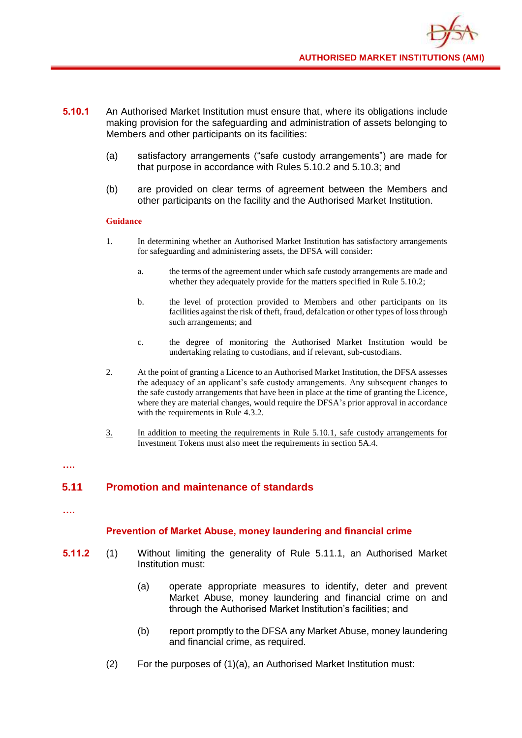**5.10.1** An Authorised Market Institution must ensure that, where its obligations include making provision for the safeguarding and administration of assets belonging to Members and other participants on its facilities:

(a) satisfactory arrangements ("safe custody arrangements") are made for that purpose in accordance with Rules 5.10.2 and 5.10.3; and

(b) are provided on clear terms of agreement between the Members and other participants on the facility and the Authorised Market Institution.

**Guidance**

1. In determining whether an Authorised Market Institution has satisfactory arrangements for safeguarding and administering assets, the DFSA will consider:

   a. the terms of the agreement under which safe custody arrangements are made and whether they adequately provide for the matters specified in Rule 5.10.2;

   b. the level of protection provided to Members and other participants on its facilities against the risk of theft, fraud, defalcation or other types of loss through such arrangements; and

   c. the degree of monitoring the Authorised Market Institution would be undertaking relating to custodians, and if relevant, sub-custodians.

2. At the point of granting a Licence to an Authorised Market Institution, the DFSA assesses the adequacy of an applicant's safe custody arrangements. Any subsequent changes to the safe custody arrangements that have been in place at the time of granting the Licence, where they are material changes, would require the DFSA's prior approval in accordance with the requirements in Rule 4.3.2.

3. <u>In addition to meeting the requirements in Rule 5.10.1, safe custody arrangements for Investment Tokens must also meet the requirements in section 5A.4.</u>

….

## 5.11 Promotion and maintenance of standards

….

### Prevention of Market Abuse, money laundering and financial crime

**5.11.2** (1) Without limiting the generality of Rule 5.11.1, an Authorised Market Institution must:

(a) operate appropriate measures to identify, deter and prevent Market Abuse, money laundering and financial crime on and through the Authorised Market Institution's facilities; and

(b) report promptly to the DFSA any Market Abuse, money laundering and financial crime, as required.

(2) For the purposes of (1)(a), an Authorised Market Institution must: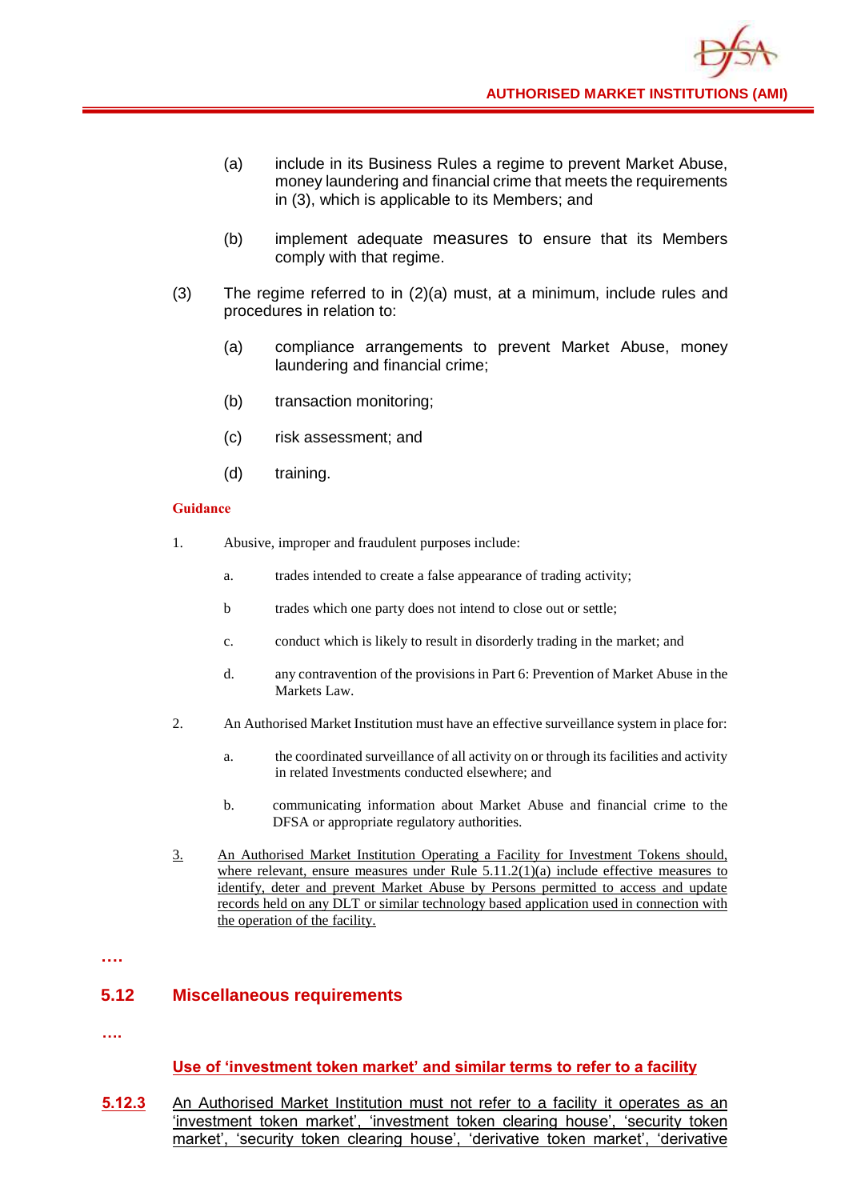(a) include in its Business Rules a regime to prevent Market Abuse, money laundering and financial crime that meets the requirements in (3), which is applicable to its Members; and

(b) implement adequate measures to ensure that its Members comply with that regime.

(3) The regime referred to in (2)(a) must, at a minimum, include rules and procedures in relation to:

(a) compliance arrangements to prevent Market Abuse, money laundering and financial crime;

(b) transaction monitoring;

(c) risk assessment; and

(d) training.

**Guidance**

1. Abusive, improper and fraudulent purposes include:

   a. trades intended to create a false appearance of trading activity;

   b trades which one party does not intend to close out or settle;

   c. conduct which is likely to result in disorderly trading in the market; and

   d. any contravention of the provisions in Part 6: Prevention of Market Abuse in the Markets Law.

2. An Authorised Market Institution must have an effective surveillance system in place for:

   a. the coordinated surveillance of all activity on or through its facilities and activity in related Investments conducted elsewhere; and

   b. communicating information about Market Abuse and financial crime to the DFSA or appropriate regulatory authorities.

3. An Authorised Market Institution Operating a Facility for Investment Tokens should, where relevant, ensure measures under Rule 5.11.2(1)(a) include effective measures to identify, deter and prevent Market Abuse by Persons permitted to access and update records held on any DLT or similar technology based application used in connection with the operation of the facility.

….

## 5.12 Miscellaneous requirements

….

### Use of 'investment token market' and similar terms to refer to a facility

**5.12.3** An Authorised Market Institution must not refer to a facility it operates as an 'investment token market', 'investment token clearing house', 'security token market', 'security token clearing house', 'derivative token market', 'derivative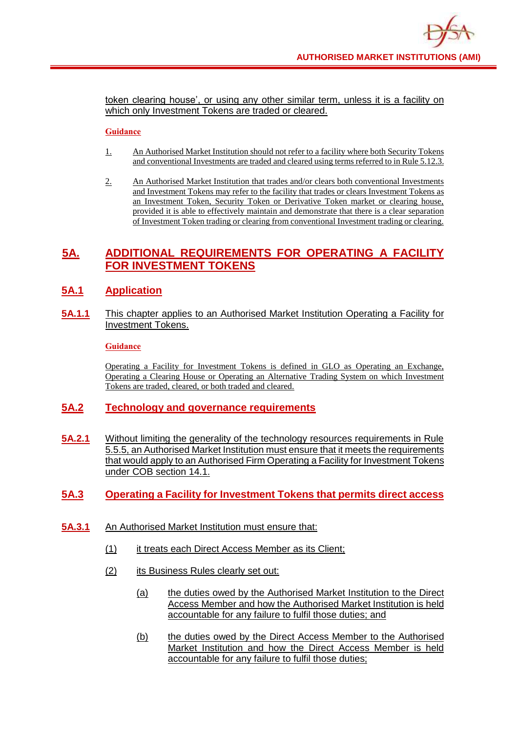token clearing house', or using any other similar term, unless it is a facility on which only Investment Tokens are traded or cleared.

**Guidance**

1. An Authorised Market Institution should not refer to a facility where both Security Tokens and conventional Investments are traded and cleared using terms referred to in Rule 5.12.3.

2. An Authorised Market Institution that trades and/or clears both conventional Investments and Investment Tokens may refer to the facility that trades or clears Investment Tokens as an Investment Token, Security Token or Derivative Token market or clearing house, provided it is able to effectively maintain and demonstrate that there is a clear separation of Investment Token trading or clearing from conventional Investment trading or clearing.

# 5A. ADDITIONAL REQUIREMENTS FOR OPERATING A FACILITY FOR INVESTMENT TOKENS

## 5A.1 Application

**5A.1.1** This chapter applies to an Authorised Market Institution Operating a Facility for Investment Tokens.

**Guidance**

Operating a Facility for Investment Tokens is defined in GLO as Operating an Exchange, Operating a Clearing House or Operating an Alternative Trading System on which Investment Tokens are traded, cleared, or both traded and cleared.

## 5A.2 Technology and governance requirements

**5A.2.1** Without limiting the generality of the technology resources requirements in Rule 5.5.5, an Authorised Market Institution must ensure that it meets the requirements that would apply to an Authorised Firm Operating a Facility for Investment Tokens under COB section 14.1.

## 5A.3 Operating a Facility for Investment Tokens that permits direct access

**5A.3.1** An Authorised Market Institution must ensure that:

(1) it treats each Direct Access Member as its Client;

(2) its Business Rules clearly set out:

  (a) the duties owed by the Authorised Market Institution to the Direct Access Member and how the Authorised Market Institution is held accountable for any failure to fulfil those duties; and

  (b) the duties owed by the Direct Access Member to the Authorised Market Institution and how the Direct Access Member is held accountable for any failure to fulfil those duties;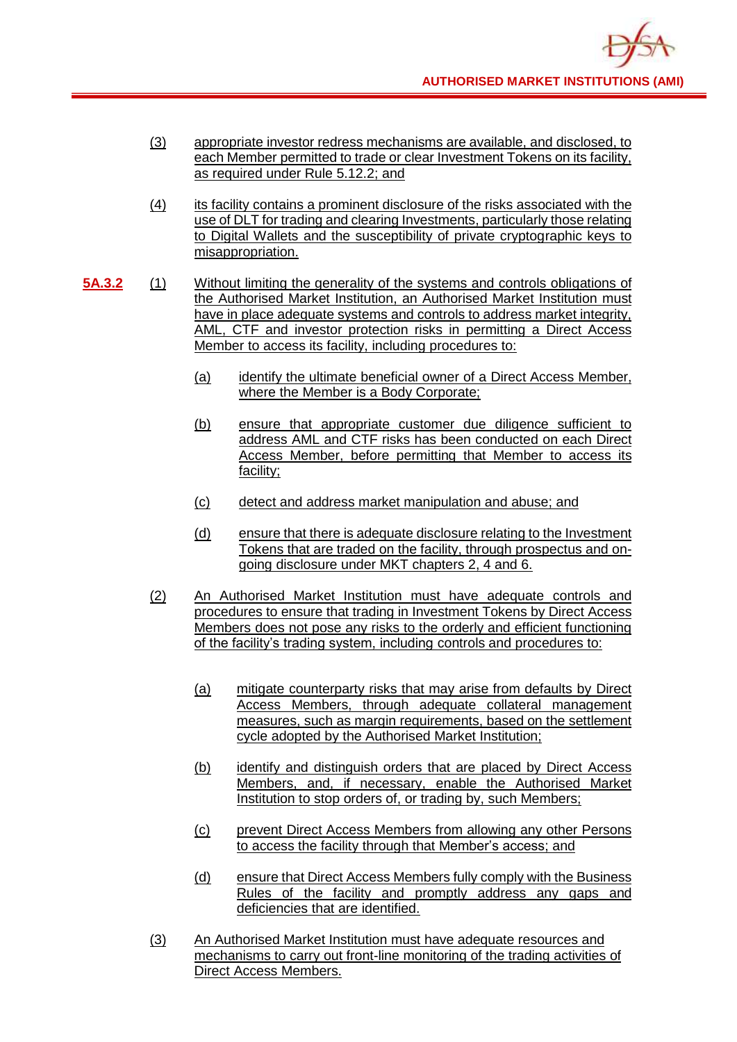(3) appropriate investor redress mechanisms are available, and disclosed, to each Member permitted to trade or clear Investment Tokens on its facility, as required under Rule 5.12.2; and

(4) its facility contains a prominent disclosure of the risks associated with the use of DLT for trading and clearing Investments, particularly those relating to Digital Wallets and the susceptibility of private cryptographic keys to misappropriation.

**5A.3.2** (1) Without limiting the generality of the systems and controls obligations of the Authorised Market Institution, an Authorised Market Institution must have in place adequate systems and controls to address market integrity, AML, CTF and investor protection risks in permitting a Direct Access Member to access its facility, including procedures to:

- (a) identify the ultimate beneficial owner of a Direct Access Member, where the Member is a Body Corporate;
- (b) ensure that appropriate customer due diligence sufficient to address AML and CTF risks has been conducted on each Direct Access Member, before permitting that Member to access its facility;
- (c) detect and address market manipulation and abuse; and
- (d) ensure that there is adequate disclosure relating to the Investment Tokens that are traded on the facility, through prospectus and on-going disclosure under MKT chapters 2, 4 and 6.

(2) An Authorised Market Institution must have adequate controls and procedures to ensure that trading in Investment Tokens by Direct Access Members does not pose any risks to the orderly and efficient functioning of the facility's trading system, including controls and procedures to:

- (a) mitigate counterparty risks that may arise from defaults by Direct Access Members, through adequate collateral management measures, such as margin requirements, based on the settlement cycle adopted by the Authorised Market Institution;
- (b) identify and distinguish orders that are placed by Direct Access Members, and, if necessary, enable the Authorised Market Institution to stop orders of, or trading by, such Members;
- (c) prevent Direct Access Members from allowing any other Persons to access the facility through that Member's access; and
- (d) ensure that Direct Access Members fully comply with the Business Rules of the facility and promptly address any gaps and deficiencies that are identified.

(3) An Authorised Market Institution must have adequate resources and mechanisms to carry out front-line monitoring of the trading activities of Direct Access Members.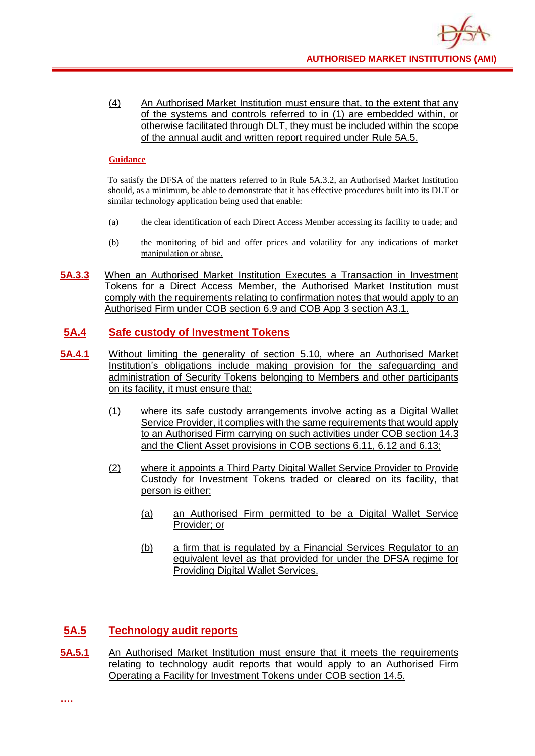(4) An Authorised Market Institution must ensure that, to the extent that any of the systems and controls referred to in (1) are embedded within, or otherwise facilitated through DLT, they must be included within the scope of the annual audit and written report required under Rule 5A.5.

**Guidance**

To satisfy the DFSA of the matters referred to in Rule 5A.3.2, an Authorised Market Institution should, as a minimum, be able to demonstrate that it has effective procedures built into its DLT or similar technology application being used that enable:

(a) the clear identification of each Direct Access Member accessing its facility to trade; and

(b) the monitoring of bid and offer prices and volatility for any indications of market manipulation or abuse.

**5A.3.3** When an Authorised Market Institution Executes a Transaction in Investment Tokens for a Direct Access Member, the Authorised Market Institution must comply with the requirements relating to confirmation notes that would apply to an Authorised Firm under COB section 6.9 and COB App 3 section A3.1.

## 5A.4 Safe custody of Investment Tokens

**5A.4.1** Without limiting the generality of section 5.10, where an Authorised Market Institution's obligations include making provision for the safeguarding and administration of Security Tokens belonging to Members and other participants on its facility, it must ensure that:

(1) where its safe custody arrangements involve acting as a Digital Wallet Service Provider, it complies with the same requirements that would apply to an Authorised Firm carrying on such activities under COB section 14.3 and the Client Asset provisions in COB sections 6.11, 6.12 and 6.13;

(2) where it appoints a Third Party Digital Wallet Service Provider to Provide Custody for Investment Tokens traded or cleared on its facility, that person is either:

(a) an Authorised Firm permitted to be a Digital Wallet Service Provider; or

(b) a firm that is regulated by a Financial Services Regulator to an equivalent level as that provided for under the DFSA regime for Providing Digital Wallet Services.

## 5A.5 Technology audit reports

**5A.5.1** An Authorised Market Institution must ensure that it meets the requirements relating to technology audit reports that would apply to an Authorised Firm Operating a Facility for Investment Tokens under COB section 14.5.

….